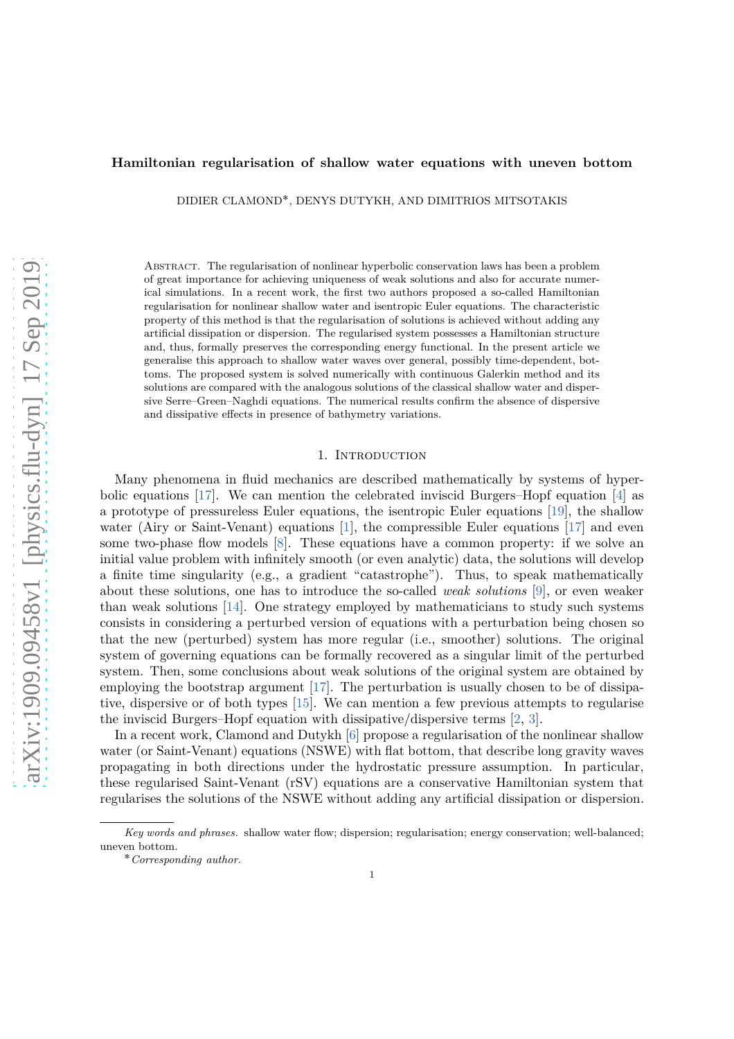# Hamiltonian regularisation of shallow water equations with uneven bottom

DIDIER CLAMOND*, DENYS DUTYKH, AND DIMITRIOS MITSOTAKIS

Abstract. The regularisation of nonlinear hyperbolic conservation laws has been a problem of great importance for achieving uniqueness of weak solutions and also for accurate numerical simulations. In a recent work, the first two authors proposed a so-called Hamiltonian regularisation for nonlinear shallow water and isentropic Euler equations. The characteristic property of this method is that the regularisation of solutions is achieved without adding any artificial dissipation or dispersion. The regularised system possesses a Hamiltonian structure and, thus, formally preserves the corresponding energy functional. In the present article we generalise this approach to shallow water waves over general, possibly time-dependent, bottoms. The proposed system is solved numerically with continuous Galerkin method and its solutions are compared with the analogous solutions of the classical shallow water and dispersive Serre–Green–Naghdi equations. The numerical results confirm the absence of dispersive and dissipative effects in presence of bathymetry variations.

## 1. Introduction

Many phenomena in fluid mechanics are described mathematically by systems of hyperbolic equations [17]. We can mention the celebrated inviscid Burgers–Hopf equation [4] as a prototype of pressureless Euler equations, the isentropic Euler equations [19], the shallow water (Airy or Saint-Venant) equations [1], the compressible Euler equations [17] and even some two-phase flow models [8]. These equations have a common property: if we solve an initial value problem with infinitely smooth (or even analytic) data, the solutions will develop a finite time singularity (e.g., a gradient "catastrophe"). Thus, to speak mathematically about these solutions, one has to introduce the so-called *weak solutions* [9], or even weaker than weak solutions [14]. One strategy employed by mathematicians to study such systems consists in considering a perturbed version of equations with a perturbation being chosen so that the new (perturbed) system has more regular (i.e., smoother) solutions. The original system of governing equations can be formally recovered as a singular limit of the perturbed system. Then, some conclusions about weak solutions of the original system are obtained by employing the bootstrap argument [17]. The perturbation is usually chosen to be of dissipative, dispersive or of both types [15]. We can mention a few previous attempts to regularise the inviscid Burgers–Hopf equation with dissipative/dispersive terms [2, 3].

In a recent work, Clamond and Dutykh [6] propose a regularisation of the nonlinear shallow water (or Saint-Venant) equations (NSWE) with flat bottom, that describe long gravity waves propagating in both directions under the hydrostatic pressure assumption. In particular, these regularised Saint-Venant (rSV) equations are a conservative Hamiltonian system that regularises the solutions of the NSWE without adding any artificial dissipation or dispersion.

*Key words and phrases.* shallow water flow; dispersion; regularisation; energy conservation; well-balanced; uneven bottom.

\* *Corresponding author.*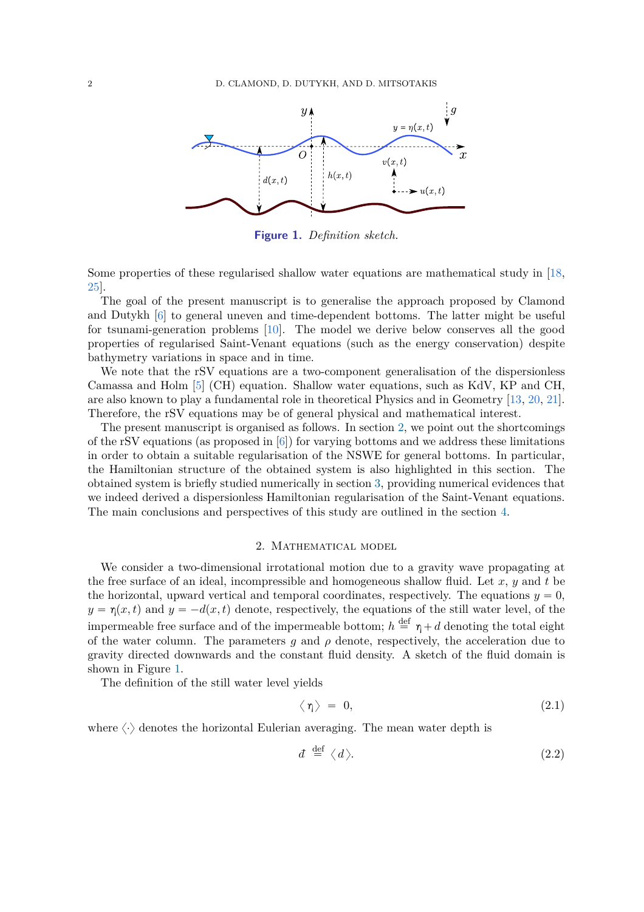**Figure 1.** *Definition sketch.*

Some properties of these regularised shallow water equations are mathematical study in [18, 25].

The goal of the present manuscript is to generalise the approach proposed by Clamond and Dutykh [6] to general uneven and time-dependent bottoms. The latter might be useful for tsunami-generation problems [10]. The model we derive below conserves all the good properties of regularised Saint-Venant equations (such as the energy conservation) despite bathymetry variations in space and in time.

We note that the rSV equations are a two-component generalisation of the dispersionless Camassa and Holm [5] (CH) equation. Shallow water equations, such as KdV, KP and CH, are also known to play a fundamental role in theoretical Physics and in Geometry [13, 20, 21]. Therefore, the rSV equations may be of general physical and mathematical interest.

The present manuscript is organised as follows. In section 2, we point out the shortcomings of the rSV equations (as proposed in [6]) for varying bottoms and we address these limitations in order to obtain a suitable regularisation of the NSWE for general bottoms. In particular, the Hamiltonian structure of the obtained system is also highlighted in this section. The obtained system is briefly studied numerically in section 3, providing numerical evidences that we indeed derived a dispersionless Hamiltonian regularisation of the Saint-Venant equations. The main conclusions and perspectives of this study are outlined in the section 4.

## 2. Mathematical model

We consider a two-dimensional irrotational motion due to a gravity wave propagating at the free surface of an ideal, incompressible and homogeneous shallow fluid. Let $x$, $y$ and $t$ be the horizontal, upward vertical and temporal coordinates, respectively. The equations $y = 0$, $y = \eta(x,t)$ and $y = -d(x,t)$ denote, respectively, the equations of the still water level, of the impermeable free surface and of the impermeable bottom; $h \stackrel{\text{def}}{=} \eta + d$ denoting the total eight of the water column. The parameters $g$ and $\rho$ denote, respectively, the acceleration due to gravity directed downwards and the constant fluid density. A sketch of the fluid domain is shown in Figure 1.

The definition of the still water level yields

$$\langle\, \eta \,\rangle \;=\; 0, \tag{2.1}$$

where $\langle\cdot\rangle$ denotes the horizontal Eulerian averaging. The mean water depth is

$$\bar{d} \;\stackrel{\text{def}}{=}\; \langle\, d \,\rangle. \tag{2.2}$$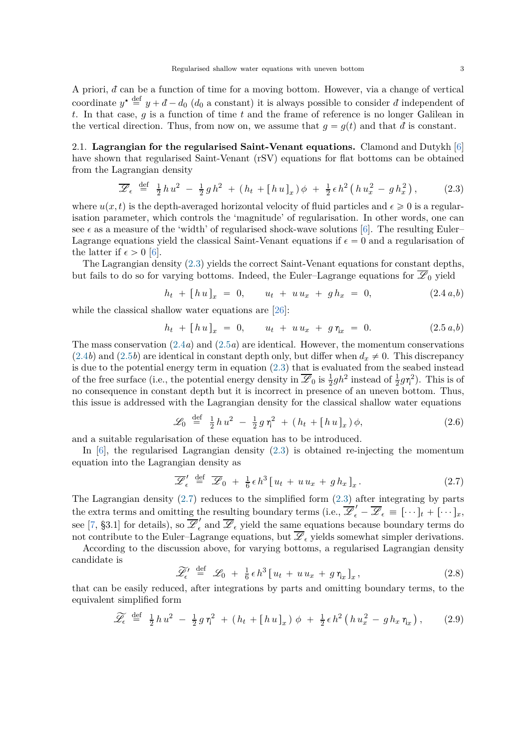A priori, $d$ can be a function of time for a moving bottom. However, via a change of vertical coordinate $y^\star \stackrel{\text{def}}{=} y + d - d_0$ ($d_0$ a constant) it is always possible to consider $d$ independent of $t$. In that case, $g$ is a function of time $t$ and the frame of reference is no longer Galilean in the vertical direction. Thus, from now on, we assume that $g = g(t)$ and that $d$ is constant.

2.1. **Lagrangian for the regularised Saint-Venant equations.** Clamond and Dutykh [6] have shown that regularised Saint-Venant (rSV) equations for flat bottoms can be obtained from the Lagrangian density

$$\overline{\mathscr{L}}_\epsilon \stackrel{\text{def}}{=} \tfrac{1}{2}\, h\, u^2 \;-\; \tfrac{1}{2}\, g\, h^2 \;+\; (\, h_t \,+ [\, h\, u\,]_x\,)\, \phi \;+\; \tfrac{1}{2}\, \epsilon\, h^2 \left(\, h\, u_x^2 \;-\; g\, h_x^2\,\right), \tag{2.3}$$

where $u(x, t)$ is the depth-averaged horizontal velocity of fluid particles and $\epsilon \geqslant 0$ is a regularisation parameter, which controls the 'magnitude' of regularisation. In other words, one can see $\epsilon$ as a measure of the 'width' of regularised shock-wave solutions [6]. The resulting Euler–Lagrange equations yield the classical Saint-Venant equations if $\epsilon = 0$ and a regularisation of the latter if $\epsilon > 0$ [6].

The Lagrangian density (2.3) yields the correct Saint-Venant equations for constant depths, but fails to do so for varying bottoms. Indeed, the Euler–Lagrange equations for $\overline{\mathscr{L}}_0$ yield

$$h_t \;+\; [\, h\, u\,]_x \;=\; 0, \qquad u_t \;+\; u\, u_x \;+\; g\, h_x \;=\; 0, \tag{2.4 a,b}$$

while the classical shallow water equations are [26]:

$$h_t \;+\; [\, h\, u\,]_x \;=\; 0, \qquad u_t \;+\; u\, u_x \;+\; g\, \eta_x \;=\; 0. \tag{2.5 a,b}$$

The mass conservation (2.4$a$) and (2.5$a$) are identical. However, the momentum conservations (2.4$b$) and (2.5$b$) are identical in constant depth only, but differ when $d_x \neq 0$. This discrepancy is due to the potential energy term in equation (2.3) that is evaluated from the seabed instead of the free surface (i.e., the potential energy density in $\overline{\mathscr{L}}_0$ is $\frac{1}{2} g h^2$ instead of $\frac{1}{2} g \eta^2$). This is of no consequence in constant depth but it is incorrect in presence of an uneven bottom. Thus, this issue is addressed with the Lagrangian density for the classical shallow water equations

$$\mathscr{L}_0 \;\stackrel{\text{def}}{=}\; \tfrac{1}{2}\, h\, u^2 \;-\; \tfrac{1}{2}\, g\, \eta^2 \;+\; (\, h_t \,+ [\, h\, u\,]_x\,)\, \phi, \tag{2.6}$$

and a suitable regularisation of these equation has to be introduced.

In [6], the regularised Lagrangian density (2.3) is obtained re-injecting the momentum equation into the Lagrangian density as

$$\overline{\mathscr{L}}_\epsilon^{\,\prime} \;\stackrel{\text{def}}{=}\; \overline{\mathscr{L}}_0 \;+\; \tfrac{1}{6}\, \epsilon\, h^3\, [\, u_t \;+\; u\, u_x \;+\; g\, h_x\,]_x\,. \tag{2.7}$$

The Lagrangian density (2.7) reduces to the simplified form (2.3) after integrating by parts the extra terms and omitting the resulting boundary terms (i.e., $\overline{\mathscr{L}}_\epsilon^{\,\prime} - \overline{\mathscr{L}}_\epsilon \equiv [\cdots]_t + [\cdots]_x$, see [7, §3.1] for details), so $\overline{\mathscr{L}}_\epsilon^{\,\prime}$ and $\overline{\mathscr{L}}_\epsilon$ yield the same equations because boundary terms do not contribute to the Euler–Lagrange equations, but $\overline{\mathscr{L}}_\epsilon$ yields somewhat simpler derivations.

According to the discussion above, for varying bottoms, a regularised Lagrangian density candidate is

$$\widetilde{\mathscr{L}}_\epsilon^{\,\prime} \;\stackrel{\text{def}}{=}\; \mathscr{L}_0 \;+\; \tfrac{1}{6}\, \epsilon\, h^3\, [\, u_t \;+\; u\, u_x \;+\; g\, \eta_x\,]_x\,, \tag{2.8}$$

that can be easily reduced, after integrations by parts and omitting boundary terms, to the equivalent simplified form

$$\widetilde{\mathscr{L}}_\epsilon \;\stackrel{\text{def}}{=}\; \tfrac{1}{2}\, h\, u^2 \;-\; \tfrac{1}{2}\, g\, \eta^2 \;+\; (\, h_t \,+ [\, h\, u\,]_x\,)\; \phi \;+\; \tfrac{1}{2}\, \epsilon\, h^2 \left(\, h\, u_x^2 \;-\; g\, h_x\, \eta_x\,\right), \tag{2.9}$$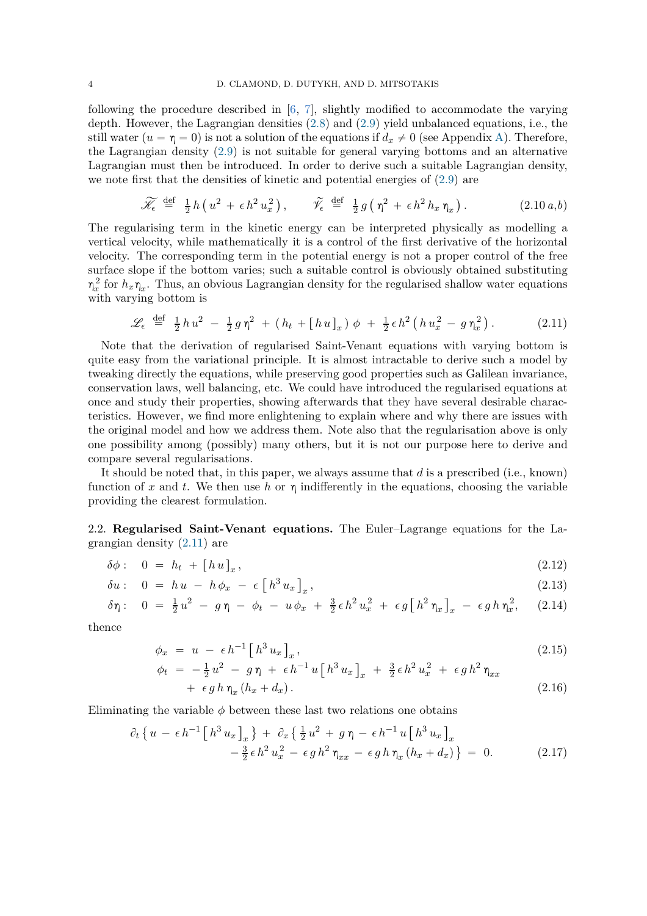following the procedure described in [6, 7], slightly modified to accommodate the varying depth. However, the Lagrangian densities (2.8) and (2.9) yield unbalanced equations, i.e., the still water ($u = \eta = 0$) is not a solution of the equations if $d_x \neq 0$ (see Appendix A). Therefore, the Lagrangian density (2.9) is not suitable for general varying bottoms and an alternative Lagrangian must then be introduced. In order to derive such a suitable Lagrangian density, we note first that the densities of kinetic and potential energies of (2.9) are

$$\widetilde{\mathscr{K}_\epsilon} \stackrel{\text{def}}{=} \tfrac{1}{2}\, h \left( u^2 \,+\, \epsilon\, h^2\, u_x^2 \right), \qquad \widetilde{\mathscr{V}_\epsilon} \stackrel{\text{def}}{=} \tfrac{1}{2}\, g \left( \eta^2 \,+\, \epsilon\, h^2\, h_x\, \eta_x \right). \tag{2.10 a,b}$$

The regularising term in the kinetic energy can be interpreted physically as modelling a vertical velocity, while mathematically it is a control of the first derivative of the horizontal velocity. The corresponding term in the potential energy is not a proper control of the free surface slope if the bottom varies; such a suitable control is obviously obtained substituting $\eta_x^2$ for $h_x \eta_x$. Thus, an obvious Lagrangian density for the regularised shallow water equations with varying bottom is

$$\mathscr{L}_\epsilon \stackrel{\text{def}}{=} \tfrac{1}{2}\, h\, u^2 \,-\, \tfrac{1}{2}\, g\, \eta^2 \,+\, \left( h_t \,+\, [\, h\, u\, ]_x \right) \phi \,+\, \tfrac{1}{2}\, \epsilon\, h^2 \left( h\, u_x^2 \,-\, g\, \eta_x^2 \right). \tag{2.11}$$

Note that the derivation of regularised Saint-Venant equations with varying bottom is quite easy from the variational principle. It is almost intractable to derive such a model by tweaking directly the equations, while preserving good properties such as Galilean invariance, conservation laws, well balancing, etc. We could have introduced the regularised equations at once and study their properties, showing afterwards that they have several desirable characteristics. However, we find more enlightening to explain where and why there are issues with the original model and how we address them. Note also that the regularisation above is only one possibility among (possibly) many others, but it is not our purpose here to derive and compare several regularisations.

It should be noted that, in this paper, we always assume that $d$ is a prescribed (i.e., known) function of $x$ and $t$. We then use $h$ or $\eta$ indifferently in the equations, choosing the variable providing the clearest formulation.

2.2. **Regularised Saint-Venant equations.** The Euler–Lagrange equations for the Lagrangian density (2.11) are

$$\delta\phi: \quad 0 \;=\; h_t \,+\, [\, h\, u\, ]_x\,, \tag{2.12}$$

$$\delta u: \quad 0 \;=\; h\, u \,-\, h\, \phi_x \,-\, \epsilon \left[\, h^3\, u_x\, \right]_x, \tag{2.13}$$

$$\delta\eta: \quad 0 \;=\; \tfrac{1}{2}\, u^2 \,-\, g\, \eta \,-\, \phi_t \,-\, u\, \phi_x \,+\, \tfrac{3}{2}\, \epsilon\, h^2\, u_x^2 \,+\, \epsilon\, g \left[\, h^2\, \eta_x\, \right]_x \,-\, \epsilon\, g\, h\, \eta_x^2, \tag{2.14}$$

thence

$$\phi_x \;=\; u \,-\, \epsilon\, h^{-1} \left[\, h^3\, u_x\, \right]_x, \tag{2.15}$$

$$\begin{aligned} \phi_t \;=\; & -\tfrac{1}{2}\, u^2 \,-\, g\, \eta \,+\, \epsilon\, h^{-1}\, u \left[\, h^3\, u_x\, \right]_x \,+\, \tfrac{3}{2}\, \epsilon\, h^2\, u_x^2 \,+\, \epsilon\, g\, h^2\, \eta_{xx} \\ & +\, \epsilon\, g\, h\, \eta_x \left( h_x + d_x \right). \end{aligned} \tag{2.16}$$

Eliminating the variable $\phi$ between these last two relations one obtains

$$\begin{aligned} \partial_t \left\{ u \,-\, \epsilon\, h^{-1} \left[\, h^3\, u_x\, \right]_x \right\} \,+\, \partial_x \Big\{ & \tfrac{1}{2}\, u^2 \,+\, g\, \eta \,-\, \epsilon\, h^{-1}\, u \left[\, h^3\, u_x\, \right]_x \\ & -\, \tfrac{3}{2}\, \epsilon\, h^2\, u_x^2 \,-\, \epsilon\, g\, h^2\, \eta_{xx} \,-\, \epsilon\, g\, h\, \eta_x \left( h_x + d_x \right) \Big\} \;=\; 0. \end{aligned} \tag{2.17}$$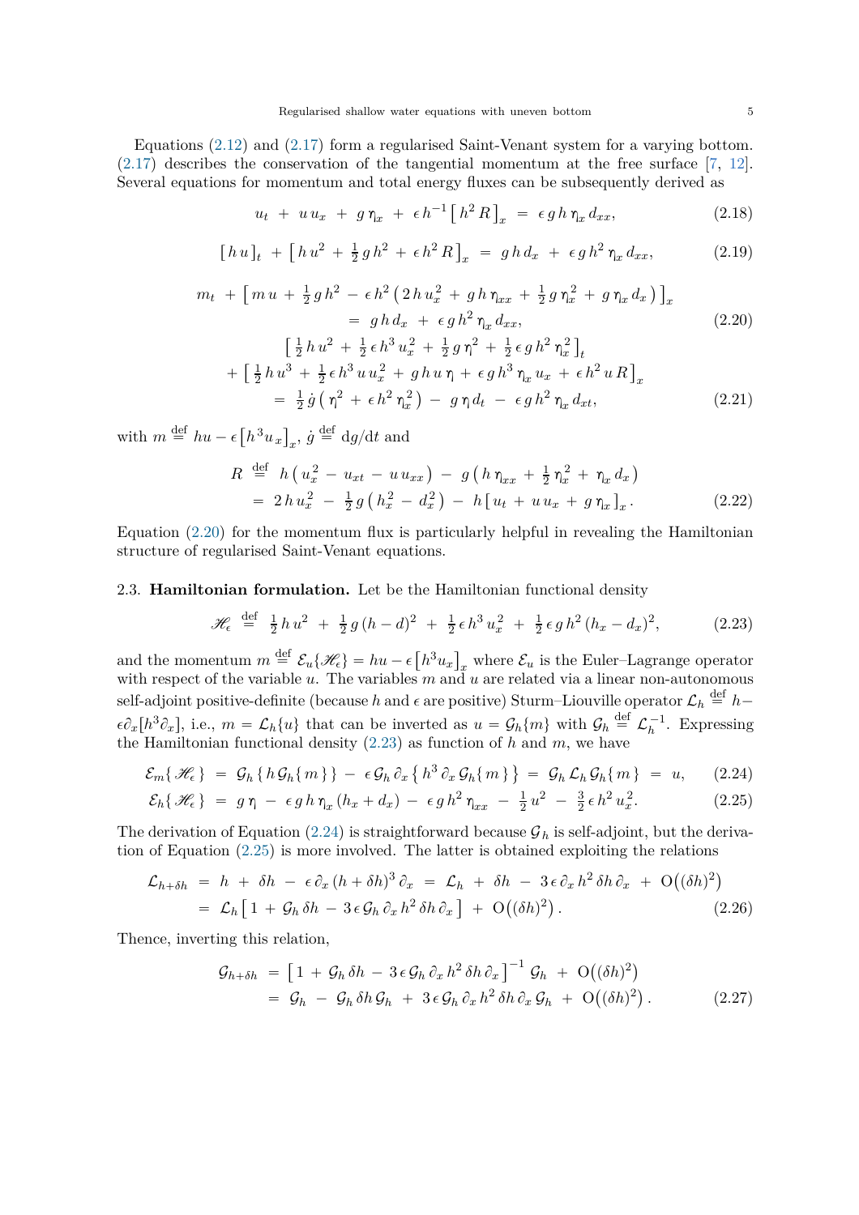Equations (2.12) and (2.17) form a regularised Saint-Venant system for a varying bottom. (2.17) describes the conservation of the tangential momentum at the free surface [7, 12]. Several equations for momentum and total energy fluxes can be subsequently derived as

$$u_t \;+\; u\,u_x \;+\; g\,\eta_x \;+\; \epsilon\,h^{-1}\big[\,h^2\,R\,\big]_x \;=\; \epsilon\,g\,h\,\eta_x\,d_{xx}, \tag{2.18}$$

$$\big[\,h\,u\,\big]_t \;+\; \big[\,h\,u^2 \;+\; \tfrac{1}{2}\,g\,h^2 \;+\; \epsilon\,h^2\,R\,\big]_x \;=\; g\,h\,d_x \;+\; \epsilon\,g\,h^2\,\eta_x\,d_{xx}, \tag{2.19}$$

$$\begin{aligned} m_t \;+\; \big[\,m\,u \;+\; \tfrac{1}{2}\,g\,h^2 \;-\; \epsilon\,h^2\big(\,2\,h\,u_x^2 \;+\; g\,h\,\eta_{xx} \;+\; \tfrac{1}{2}\,g\,\eta_x^2 \;+\; g\,\eta_x\,d_x\,\big)\,\big]_x \\ =\; g\,h\,d_x \;+\; \epsilon\,g\,h^2\,\eta_x\,d_{xx}, \end{aligned} \tag{2.20}$$

$$\begin{aligned} &\big[\,\tfrac{1}{2}\,h\,u^2 \;+\; \tfrac{1}{2}\,\epsilon\,h^3\,u_x^2 \;+\; \tfrac{1}{2}\,g\,\eta^2 \;+\; \tfrac{1}{2}\,\epsilon\,g\,h^2\,\eta_x^2\,\big]_t \\ &+\; \big[\,\tfrac{1}{2}\,h\,u^3 \;+\; \tfrac{1}{2}\,\epsilon\,h^3\,u\,u_x^2 \;+\; g\,h\,u\,\eta \;+\; \epsilon\,g\,h^3\,\eta_x\,u_x \;+\; \epsilon\,h^2\,u\,R\,\big]_x \\ &=\; \tfrac{1}{2}\,\dot{g}\,\big(\,\eta^2 \;+\; \epsilon\,h^2\,\eta_x^2\,\big) \;-\; g\,\eta\,d_t \;-\; \epsilon\,g\,h^2\,\eta_x\,d_{xt}, \end{aligned} \tag{2.21}$$

with $m \stackrel{\text{def}}{=} hu - \epsilon\big[h^3 u_x\big]_x$, $\dot{g} \stackrel{\text{def}}{=} \mathrm{d}g/\mathrm{d}t$ and

$$\begin{aligned} R \;&\stackrel{\text{def}}{=}\; h\,\big(\,u_x^2 \;-\; u_{xt} \;-\; u\,u_{xx}\,\big) \;-\; g\,\big(\,h\,\eta_{xx} \;+\; \tfrac{1}{2}\,\eta_x^2 \;+\; \eta_x\,d_x\,\big) \\ &=\; 2\,h\,u_x^2 \;-\; \tfrac{1}{2}\,g\,\big(\,h_x^2 \;-\; d_x^2\,\big) \;-\; h\,\big[\,u_t \;+\; u\,u_x \;+\; g\,\eta_x\,\big]_x. \end{aligned} \tag{2.22}$$

Equation (2.20) for the momentum flux is particularly helpful in revealing the Hamiltonian structure of regularised Saint-Venant equations.

### 2.3. Hamiltonian formulation.

Let be the Hamiltonian functional density

$$\mathscr{H}_\epsilon \;\stackrel{\text{def}}{=}\; \tfrac{1}{2}\,h\,u^2 \;+\; \tfrac{1}{2}\,g\,(h-d)^2 \;+\; \tfrac{1}{2}\,\epsilon\,h^3\,u_x^2 \;+\; \tfrac{1}{2}\,\epsilon\,g\,h^2\,(h_x - d_x)^2, \tag{2.23}$$

and the momentum $m \stackrel{\text{def}}{=} \mathcal{E}_u\{\mathscr{H}_\epsilon\} = hu - \epsilon\big[h^3 u_x\big]_x$ where $\mathcal{E}_u$ is the Euler–Lagrange operator with respect to the variable $u$. The variables $m$ and $u$ are related via a linear non-autonomous self-adjoint positive-definite (because $h$ and $\epsilon$ are positive) Sturm–Liouville operator $\mathcal{L}_h \stackrel{\text{def}}{=} h - \epsilon\partial_x[h^3\partial_x]$, i.e., $m = \mathcal{L}_h\{u\}$ that can be inverted as $u = \mathcal{G}_h\{m\}$ with $\mathcal{G}_h \stackrel{\text{def}}{=} \mathcal{L}_h^{-1}$. Expressing the Hamiltonian functional density (2.23) as function of $h$ and $m$, we have

$$\mathcal{E}_m\{\,\mathscr{H}_\epsilon\,\} \;=\; \mathcal{G}_h\,\{\,h\,\mathcal{G}_h\{\,m\,\}\,\} \;-\; \epsilon\,\mathcal{G}_h\,\partial_x\,\big\{\,h^3\,\partial_x\,\mathcal{G}_h\{\,m\,\}\,\big\} \;=\; \mathcal{G}_h\,\mathcal{L}_h\,\mathcal{G}_h\{\,m\,\} \;=\; u, \tag{2.24}$$

$$\mathcal{E}_h\{\,\mathscr{H}_\epsilon\,\} \;=\; g\,\eta \;-\; \epsilon\,g\,h\,\eta_x\,(h_x + d_x) \;-\; \epsilon\,g\,h^2\,\eta_{xx} \;-\; \tfrac{1}{2}\,u^2 \;-\; \tfrac{3}{2}\,\epsilon\,h^2\,u_x^2. \tag{2.25}$$

The derivation of Equation (2.24) is straightforward because $\mathcal{G}_h$ is self-adjoint, but the derivation of Equation (2.25) is more involved. The latter is obtained exploiting the relations

$$\begin{aligned} \mathcal{L}_{h+\delta h} \;&=\; h \;+\; \delta h \;-\; \epsilon\,\partial_x\,(h+\delta h)^3\,\partial_x \;=\; \mathcal{L}_h \;+\; \delta h \;-\; 3\,\epsilon\,\partial_x\,h^2\,\delta h\,\partial_x \;+\; \mathrm{O}\big((\delta h)^2\big) \\ &=\; \mathcal{L}_h\big[\,1 \;+\; \mathcal{G}_h\,\delta h \;-\; 3\,\epsilon\,\mathcal{G}_h\,\partial_x\,h^2\,\delta h\,\partial_x\,\big] \;+\; \mathrm{O}\big((\delta h)^2\big). \end{aligned} \tag{2.26}$$

Thence, inverting this relation,

$$\begin{aligned} \mathcal{G}_{h+\delta h} \;&=\; \big[\,1 \;+\; \mathcal{G}_h\,\delta h \;-\; 3\,\epsilon\,\mathcal{G}_h\,\partial_x\,h^2\,\delta h\,\partial_x\,\big]^{-1}\,\mathcal{G}_h \;+\; \mathrm{O}\big((\delta h)^2\big) \\ &=\; \mathcal{G}_h \;-\; \mathcal{G}_h\,\delta h\,\mathcal{G}_h \;+\; 3\,\epsilon\,\mathcal{G}_h\,\partial_x\,h^2\,\delta h\,\partial_x\,\mathcal{G}_h \;+\; \mathrm{O}\big((\delta h)^2\big). \end{aligned} \tag{2.27}$$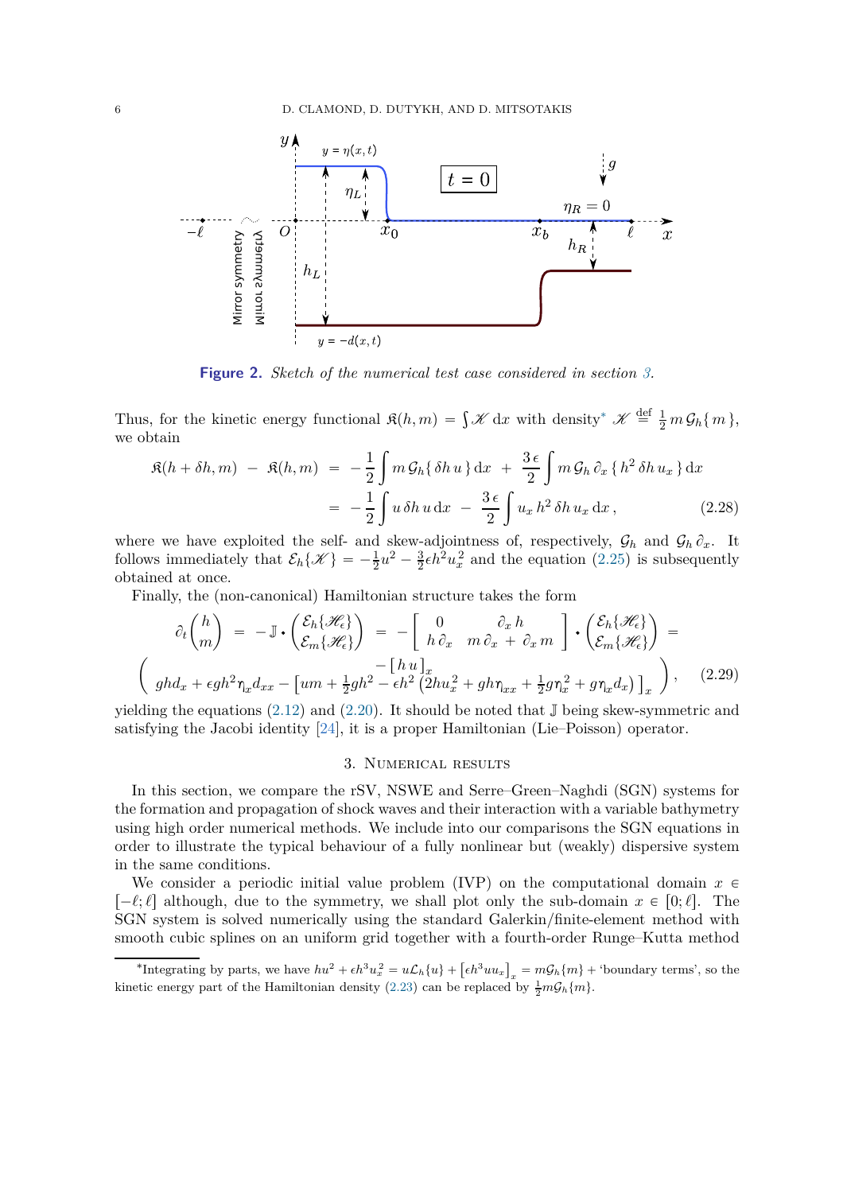**Figure 2.** *Sketch of the numerical test case considered in section 3.*

Thus, for the kinetic energy functional $\mathfrak{K}(h,m) = \int \mathscr{K}\,\mathrm{d}x$ with density* $\mathscr{K} \stackrel{\text{def}}{=} \frac{1}{2}\,m\,\mathcal{G}_h\{\,m\,\}$, we obtain

$$\mathfrak{K}(h+\delta h, m) \;-\; \mathfrak{K}(h,m) \;=\; -\frac{1}{2}\int m\,\mathcal{G}_h\{\,\delta h\,u\,\}\,\mathrm{d}x \;+\; \frac{3\,\epsilon}{2}\int m\,\mathcal{G}_h\,\partial_x\,\{\,h^2\,\delta h\,u_x\,\}\,\mathrm{d}x$$
$$= \;-\frac{1}{2}\int u\,\delta h\,u\,\mathrm{d}x \;-\; \frac{3\,\epsilon}{2}\int u_x\,h^2\,\delta h\,u_x\,\mathrm{d}x\,, \qquad (2.28)$$

where we have exploited the self- and skew-adjointness of, respectively, $\mathcal{G}_h$ and $\mathcal{G}_h\,\partial_x$. It follows immediately that $\mathcal{E}_h\{\mathscr{K}\} = -\frac{1}{2}u^2 - \frac{3}{2}\epsilon h^2 u_x^2$ and the equation (2.25) is subsequently obtained at once.

Finally, the (non-canonical) Hamiltonian structure takes the form

$$\partial_t \begin{pmatrix} h \\ m \end{pmatrix} \;=\; -\,\mathbb{J}\boldsymbol{\cdot}\begin{pmatrix} \mathcal{E}_h\{\mathscr{H}_\epsilon\} \\ \mathcal{E}_m\{\mathscr{H}_\epsilon\} \end{pmatrix} \;=\; -\begin{bmatrix} 0 & \partial_x\,h \\ h\,\partial_x & m\,\partial_x \,+\, \partial_x\,m \end{bmatrix}\boldsymbol{\cdot}\begin{pmatrix} \mathcal{E}_h\{\mathscr{H}_\epsilon\} \\ \mathcal{E}_m\{\mathscr{H}_\epsilon\} \end{pmatrix} \;=$$
$$\begin{pmatrix} -\,[\,h\,u\,]_x \\ ghd_x + \epsilon g h^2 \eta_x d_{xx} - \left[um + \frac{1}{2}gh^2 - \epsilon h^2\left(2hu_x^2 + gh\eta_{xx} + \frac{1}{2}g\eta_x^2 + g\eta_x d_x\right)\right]_x \end{pmatrix}, \qquad (2.29)$$

yielding the equations (2.12) and (2.20). It should be noted that $\mathbb{J}$ being skew-symmetric and satisfying the Jacobi identity [24], it is a proper Hamiltonian (Lie–Poisson) operator.

## 3. Numerical results

In this section, we compare the rSV, NSWE and Serre–Green–Naghdi (SGN) systems for the formation and propagation of shock waves and their interaction with a variable bathymetry using high order numerical methods. We include into our comparisons the SGN equations in order to illustrate the typical behaviour of a fully nonlinear but (weakly) dispersive system in the same conditions.

We consider a periodic initial value problem (IVP) on the computational domain $x \in [-\ell;\ell]$ although, due to the symmetry, we shall plot only the sub-domain $x \in [0;\ell]$. The SGN system is solved numerically using the standard Galerkin/finite-element method with smooth cubic splines on an uniform grid together with a fourth-order Runge–Kutta method

---

*Integrating by parts, we have $hu^2 + \epsilon h^3 u_x^2 = u\mathcal{L}_h\{u\} + \left[\epsilon h^3 u u_x\right]_x = m\mathcal{G}_h\{m\}$ + 'boundary terms', so the kinetic energy part of the Hamiltonian density (2.23) can be replaced by $\frac{1}{2}m\mathcal{G}_h\{m\}$.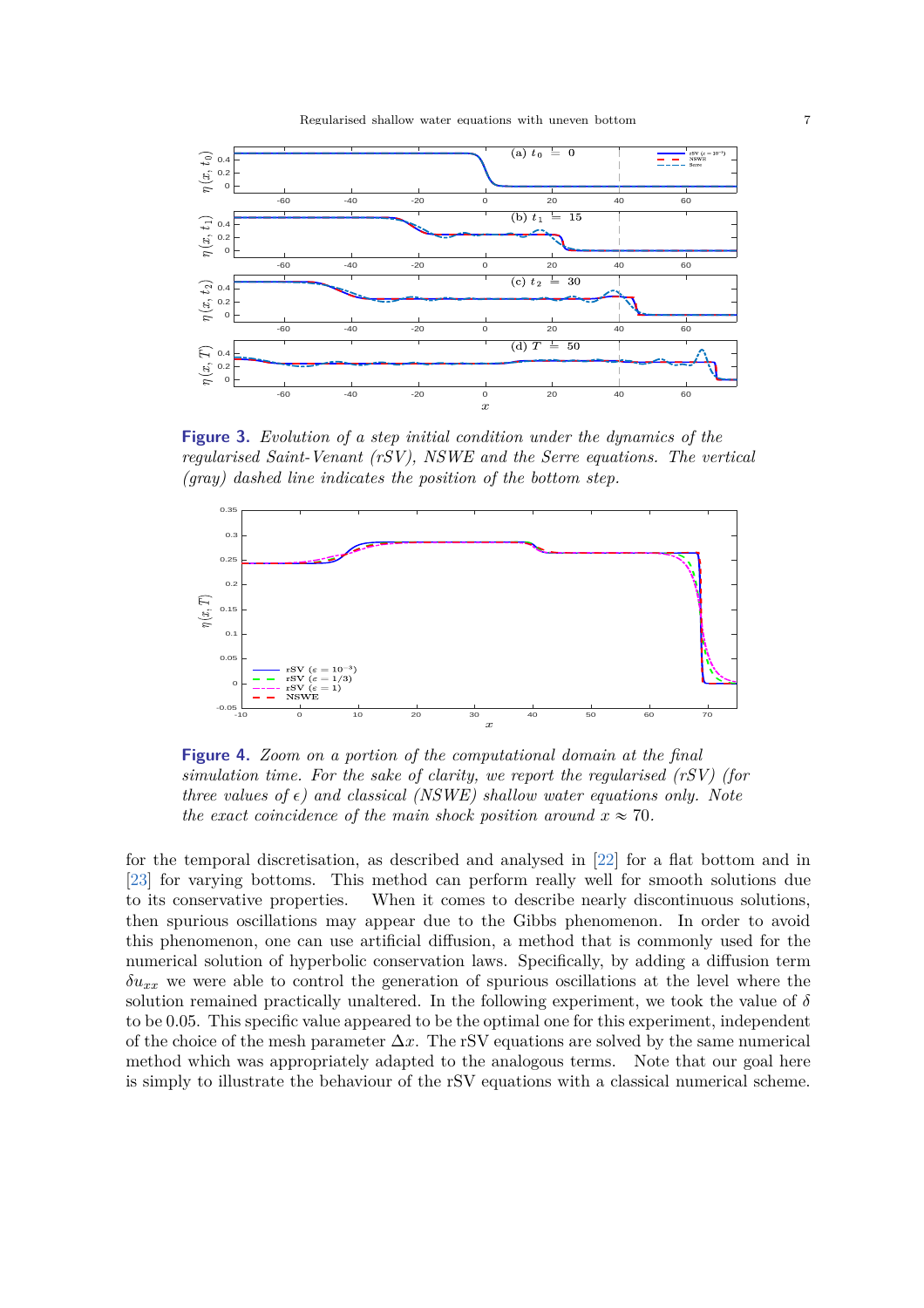**Figure 3.** *Evolution of a step initial condition under the dynamics of the regularised Saint-Venant (rSV), NSWE and the Serre equations. The vertical (gray) dashed line indicates the position of the bottom step.*

**Figure 4.** *Zoom on a portion of the computational domain at the final simulation time. For the sake of clarity, we report the regularised (rSV) (for three values of $\epsilon$) and classical (NSWE) shallow water equations only. Note the exact coincidence of the main shock position around $x \approx 70$.*

for the temporal discretisation, as described and analysed in [22] for a flat bottom and in [23] for varying bottoms. This method can perform really well for smooth solutions due to its conservative properties. When it comes to describe nearly discontinuous solutions, then spurious oscillations may appear due to the Gibbs phenomenon. In order to avoid this phenomenon, one can use artificial diffusion, a method that is commonly used for the numerical solution of hyperbolic conservation laws. Specifically, by adding a diffusion term $\delta u_{xx}$ we were able to control the generation of spurious oscillations at the level where the solution remained practically unaltered. In the following experiment, we took the value of $\delta$ to be 0.05. This specific value appeared to be the optimal one for this experiment, independent of the choice of the mesh parameter $\Delta x$. The rSV equations are solved by the same numerical method which was appropriately adapted to the analogous terms. Note that our goal here is simply to illustrate the behaviour of the rSV equations with a classical numerical scheme.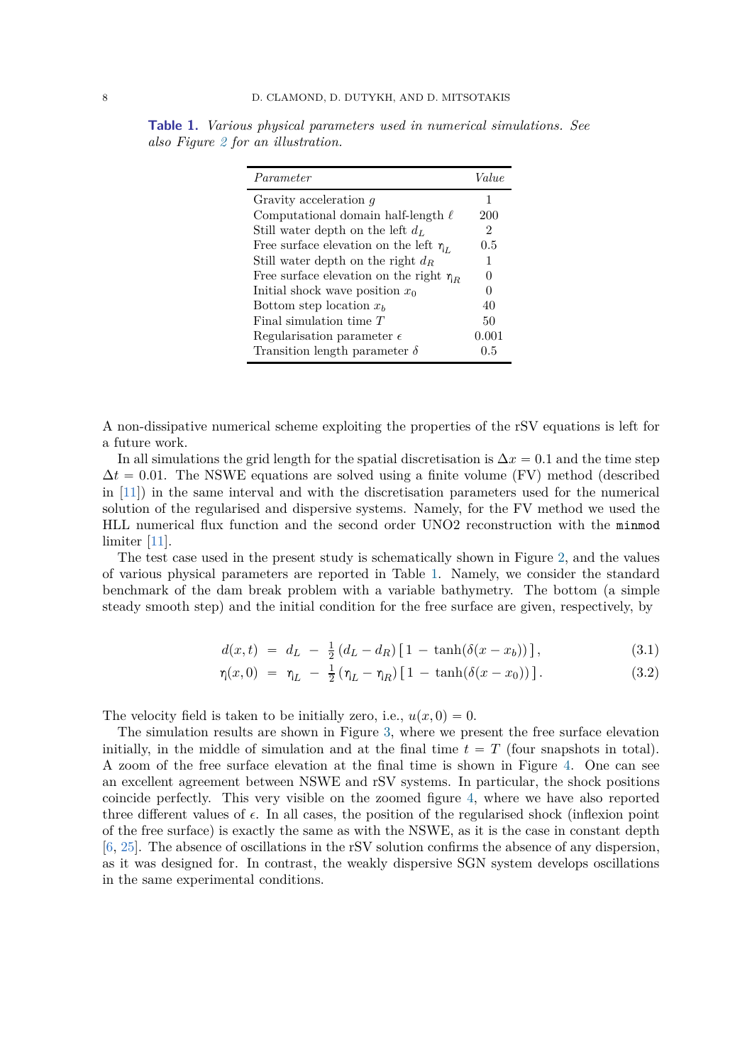**Table 1.** *Various physical parameters used in numerical simulations. See also Figure 2 for an illustration.*

| *Parameter* | *Value* |
|---|---|
| Gravity acceleration $g$ | 1 |
| Computational domain half-length $\ell$ | 200 |
| Still water depth on the left $d_L$ | 2 |
| Free surface elevation on the left $\eta_L$ | 0.5 |
| Still water depth on the right $d_R$ | 1 |
| Free surface elevation on the right $\eta_R$ | 0 |
| Initial shock wave position $x_0$ | 0 |
| Bottom step location $x_b$ | 40 |
| Final simulation time $T$ | 50 |
| Regularisation parameter $\epsilon$ | 0.001 |
| Transition length parameter $\delta$ | 0.5 |

A non-dissipative numerical scheme exploiting the properties of the rSV equations is left for a future work.

In all simulations the grid length for the spatial discretisation is $\Delta x = 0.1$ and the time step $\Delta t = 0.01$. The NSWE equations are solved using a finite volume (FV) method (described in [11]) in the same interval and with the discretisation parameters used for the numerical solution of the regularised and dispersive systems. Namely, for the FV method we used the HLL numerical flux function and the second order UNO2 reconstruction with the `minmod` limiter [11].

The test case used in the present study is schematically shown in Figure 2, and the values of various physical parameters are reported in Table 1. Namely, we consider the standard benchmark of the dam break problem with a variable bathymetry. The bottom (a simple steady smooth step) and the initial condition for the free surface are given, respectively, by

$$d(x,t) \;=\; d_L \;-\; \tfrac{1}{2}\,(d_L - d_R)\,[\,1 \,-\, \tanh(\delta(x - x_b))\,]\,, \tag{3.1}$$

$$\eta(x,0) \;=\; \eta_L \;-\; \tfrac{1}{2}\,(\eta_L - \eta_R)\,[\,1 \,-\, \tanh(\delta(x - x_0))\,]\,. \tag{3.2}$$

The velocity field is taken to be initially zero, i.e., $u(x,0) = 0$.

The simulation results are shown in Figure 3, where we present the free surface elevation initially, in the middle of simulation and at the final time $t = T$ (four snapshots in total). A zoom of the free surface elevation at the final time is shown in Figure 4. One can see an excellent agreement between NSWE and rSV systems. In particular, the shock positions coincide perfectly. This very visible on the zoomed figure 4, where we have also reported three different values of $\epsilon$. In all cases, the position of the regularised shock (inflexion point of the free surface) is exactly the same as with the NSWE, as it is the case in constant depth [6, 25]. The absence of oscillations in the rSV solution confirms the absence of any dispersion, as it was designed for. In contrast, the weakly dispersive SGN system develops oscillations in the same experimental conditions.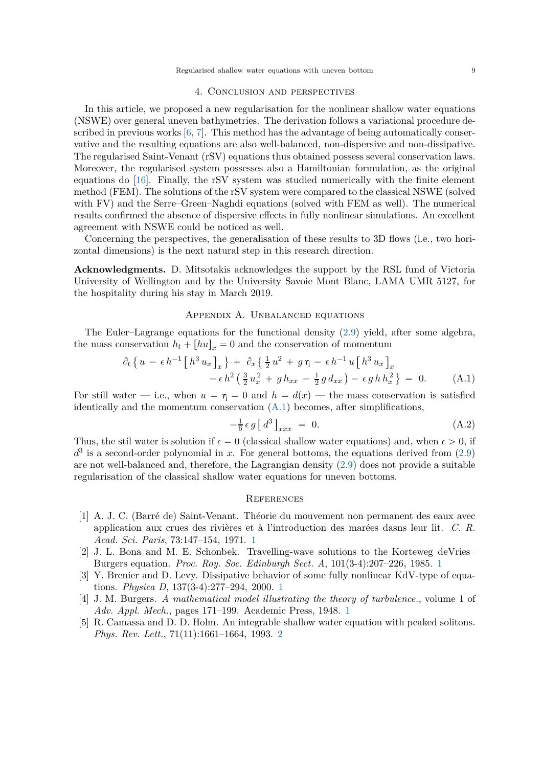## 4. Conclusion and perspectives

In this article, we proposed a new regularisation for the nonlinear shallow water equations (NSWE) over general uneven bathymetries. The derivation follows a variational procedure described in previous works [6, 7]. This method has the advantage of being automatically conservative and the resulting equations are also well-balanced, non-dispersive and non-dissipative. The regularised Saint-Venant (rSV) equations thus obtained possess several conservation laws. Moreover, the regularised system possesses also a Hamiltonian formulation, as the original equations do [16]. Finally, the rSV system was studied numerically with the finite element method (FEM). The solutions of the rSV system were compared to the classical NSWE (solved with FV) and the Serre–Green–Naghdi equations (solved with FEM as well). The numerical results confirmed the absence of dispersive effects in fully nonlinear simulations. An excellent agreement with NSWE could be noticed as well.

Concerning the perspectives, the generalisation of these results to 3D flows (i.e., two horizontal dimensions) is the next natural step in this research direction.

**Acknowledgments.** D. Mitsotakis acknowledges the support by the RSL fund of Victoria University of Wellington and by the University Savoie Mont Blanc, LAMA UMR 5127, for the hospitality during his stay in March 2019.

## Appendix A. Unbalanced equations

The Euler–Lagrange equations for the functional density (2.9) yield, after some algebra, the mass conservation $h_t + [hu]_x = 0$ and the conservation of momentum

$$\partial_t \left\{ u - \epsilon\, h^{-1} \left[ h^3\, u_x \right]_x \right\} + \partial_x \left\{ \tfrac{1}{2}\, u^2 + g\, \eta - \epsilon\, h^{-1}\, u \left[ h^3\, u_x \right]_x \right.$$
$$\left. - \epsilon\, h^2 \left( \tfrac{3}{2}\, u_x^2 + g\, h_{xx} - \tfrac{1}{2}\, g\, d_{xx} \right) - \epsilon\, g\, h\, h_x^2 \right\} = 0. \tag{A.1}$$

For still water — i.e., when $u = \eta = 0$ and $h = d(x)$ — the mass conservation is satisfied identically and the momentum conservation (A.1) becomes, after simplifications,

$$-\tfrac{1}{6}\, \epsilon\, g \left[ d^3 \right]_{xxx} = 0. \tag{A.2}$$

Thus, the stil water is solution if $\epsilon = 0$ (classical shallow water equations) and, when $\epsilon > 0$, if $d^3$ is a second-order polynomial in $x$. For general bottoms, the equations derived from (2.9) are not well-balanced and, therefore, the Lagrangian density (2.9) does not provide a suitable regularisation of the classical shallow water equations for uneven bottoms.

## References

[1] A. J. C. (Barré de) Saint-Venant. Théorie du mouvement non permanent des eaux avec application aux crues des rivières et à l'introduction des marées dasns leur lit. *C. R. Acad. Sci. Paris*, 73:147–154, 1971. 1

[2] J. L. Bona and M. E. Schonbek. Travelling-wave solutions to the Korteweg–deVries–Burgers equation. *Proc. Roy. Soc. Edinburgh Sect. A*, 101(3-4):207–226, 1985. 1

[3] Y. Brenier and D. Levy. Dissipative behavior of some fully nonlinear KdV-type of equations. *Physica D*, 137(3-4):277–294, 2000. 1

[4] J. M. Burgers. *A mathematical model illustrating the theory of turbulence.*, volume 1 of *Adv. Appl. Mech.*, pages 171–199. Academic Press, 1948. 1

[5] R. Camassa and D. D. Holm. An integrable shallow water equation with peaked solitons. *Phys. Rev. Lett.*, 71(11):1661–1664, 1993. 2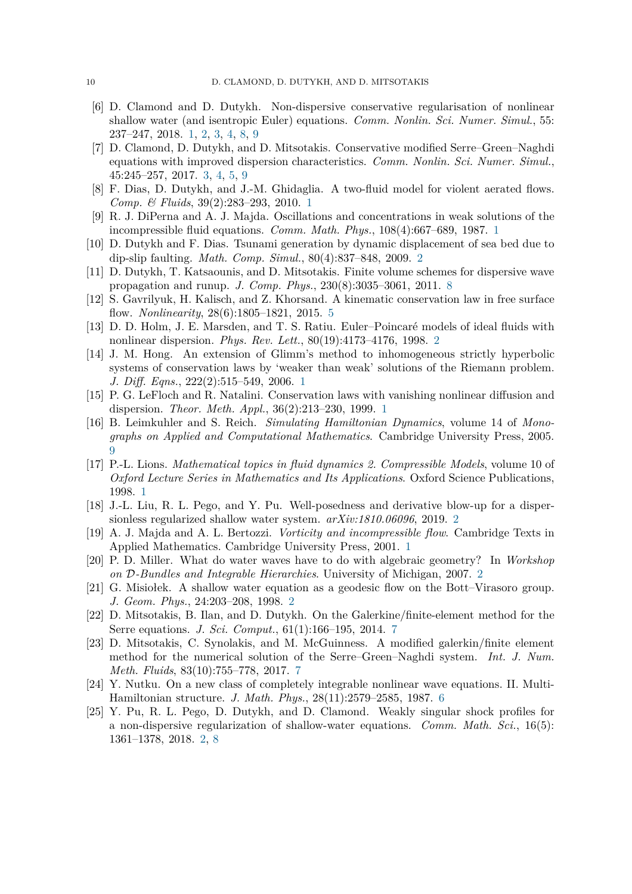[6] D. Clamond and D. Dutykh. Non-dispersive conservative regularisation of nonlinear shallow water (and isentropic Euler) equations. *Comm. Nonlin. Sci. Numer. Simul.*, 55: 237–247, 2018. 1, 2, 3, 4, 8, 9

[7] D. Clamond, D. Dutykh, and D. Mitsotakis. Conservative modified Serre–Green–Naghdi equations with improved dispersion characteristics. *Comm. Nonlin. Sci. Numer. Simul.*, 45:245–257, 2017. 3, 4, 5, 9

[8] F. Dias, D. Dutykh, and J.-M. Ghidaglia. A two-fluid model for violent aerated flows. *Comp. & Fluids*, 39(2):283–293, 2010. 1

[9] R. J. DiPerna and A. J. Majda. Oscillations and concentrations in weak solutions of the incompressible fluid equations. *Comm. Math. Phys.*, 108(4):667–689, 1987. 1

[10] D. Dutykh and F. Dias. Tsunami generation by dynamic displacement of sea bed due to dip-slip faulting. *Math. Comp. Simul.*, 80(4):837–848, 2009. 2

[11] D. Dutykh, T. Katsaounis, and D. Mitsotakis. Finite volume schemes for dispersive wave propagation and runup. *J. Comp. Phys.*, 230(8):3035–3061, 2011. 8

[12] S. Gavrilyuk, H. Kalisch, and Z. Khorsand. A kinematic conservation law in free surface flow. *Nonlinearity*, 28(6):1805–1821, 2015. 5

[13] D. D. Holm, J. E. Marsden, and T. S. Ratiu. Euler–Poincaré models of ideal fluids with nonlinear dispersion. *Phys. Rev. Lett.*, 80(19):4173–4176, 1998. 2

[14] J. M. Hong. An extension of Glimm's method to inhomogeneous strictly hyperbolic systems of conservation laws by 'weaker than weak' solutions of the Riemann problem. *J. Diff. Eqns.*, 222(2):515–549, 2006. 1

[15] P. G. LeFloch and R. Natalini. Conservation laws with vanishing nonlinear diffusion and dispersion. *Theor. Meth. Appl.*, 36(2):213–230, 1999. 1

[16] B. Leimkuhler and S. Reich. *Simulating Hamiltonian Dynamics*, volume 14 of *Monographs on Applied and Computational Mathematics*. Cambridge University Press, 2005. 9

[17] P.-L. Lions. *Mathematical topics in fluid dynamics 2. Compressible Models*, volume 10 of *Oxford Lecture Series in Mathematics and Its Applications*. Oxford Science Publications, 1998. 1

[18] J.-L. Liu, R. L. Pego, and Y. Pu. Well-posedness and derivative blow-up for a dispersionless regularized shallow water system. *arXiv:1810.06096*, 2019. 2

[19] A. J. Majda and A. L. Bertozzi. *Vorticity and incompressible flow*. Cambridge Texts in Applied Mathematics. Cambridge University Press, 2001. 1

[20] P. D. Miller. What do water waves have to do with algebraic geometry? In *Workshop on $\mathcal{D}$-Bundles and Integrable Hierarchies*. University of Michigan, 2007. 2

[21] G. Misiołek. A shallow water equation as a geodesic flow on the Bott–Virasoro group. *J. Geom. Phys.*, 24:203–208, 1998. 2

[22] D. Mitsotakis, B. Ilan, and D. Dutykh. On the Galerkine/finite-element method for the Serre equations. *J. Sci. Comput.*, 61(1):166–195, 2014. 7

[23] D. Mitsotakis, C. Synolakis, and M. McGuinness. A modified galerkin/finite element method for the numerical solution of the Serre–Green–Naghdi system. *Int. J. Num. Meth. Fluids*, 83(10):755–778, 2017. 7

[24] Y. Nutku. On a new class of completely integrable nonlinear wave equations. II. Multi-Hamiltonian structure. *J. Math. Phys.*, 28(11):2579–2585, 1987. 6

[25] Y. Pu, R. L. Pego, D. Dutykh, and D. Clamond. Weakly singular shock profiles for a non-dispersive regularization of shallow-water equations. *Comm. Math. Sci.*, 16(5): 1361–1378, 2018. 2, 8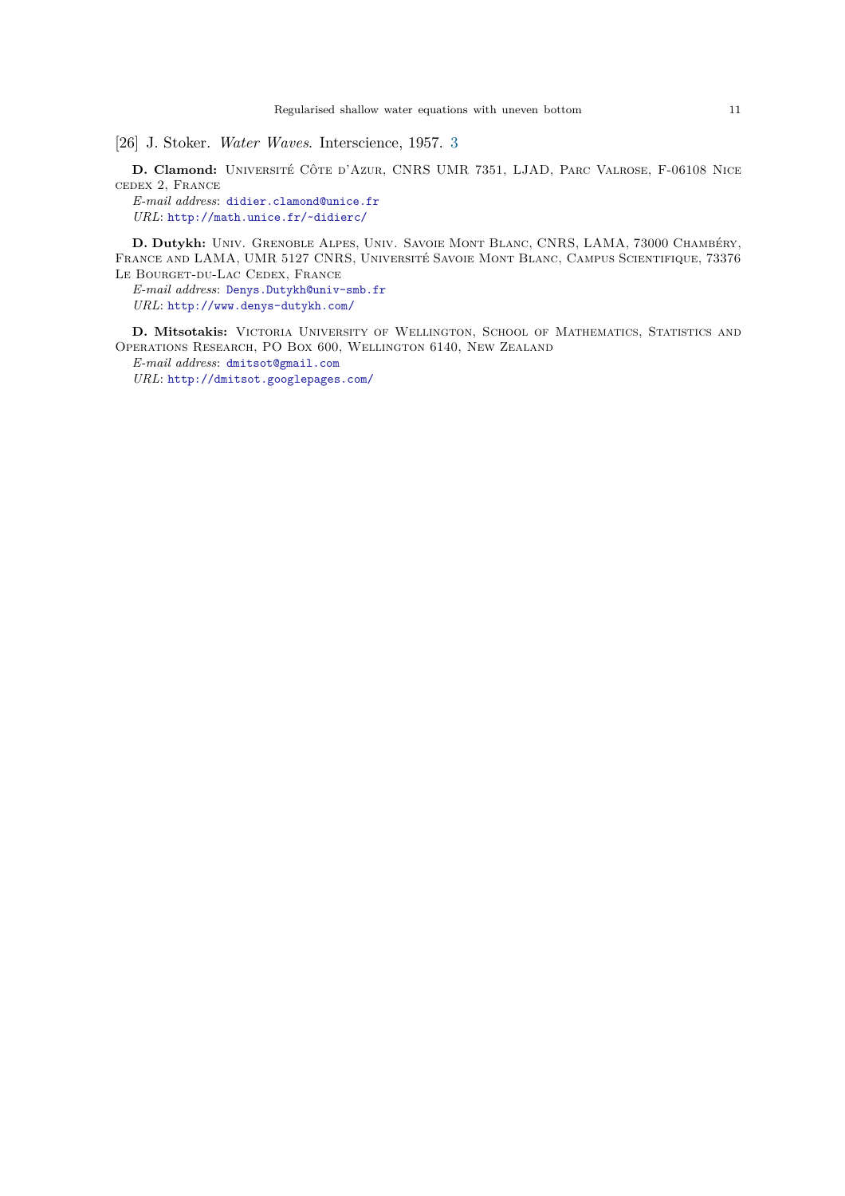[26] J. Stoker. *Water Waves*. Interscience, 1957. 3

**D. Clamond:** Université Côte d'Azur, CNRS UMR 7351, LJAD, Parc Valrose, F-06108 Nice cedex 2, France

*E-mail address*: didier.clamond@unice.fr
*URL*: http://math.unice.fr/~didierc/

**D. Dutykh:** Univ. Grenoble Alpes, Univ. Savoie Mont Blanc, CNRS, LAMA, 73000 Chambéry, France and LAMA, UMR 5127 CNRS, Université Savoie Mont Blanc, Campus Scientifique, 73376 Le Bourget-du-Lac Cedex, France

*E-mail address*: Denys.Dutykh@univ-smb.fr
*URL*: http://www.denys-dutykh.com/

**D. Mitsotakis:** Victoria University of Wellington, School of Mathematics, Statistics and Operations Research, PO Box 600, Wellington 6140, New Zealand

*E-mail address*: dmitsot@gmail.com
*URL*: http://dmitsot.googlepages.com/